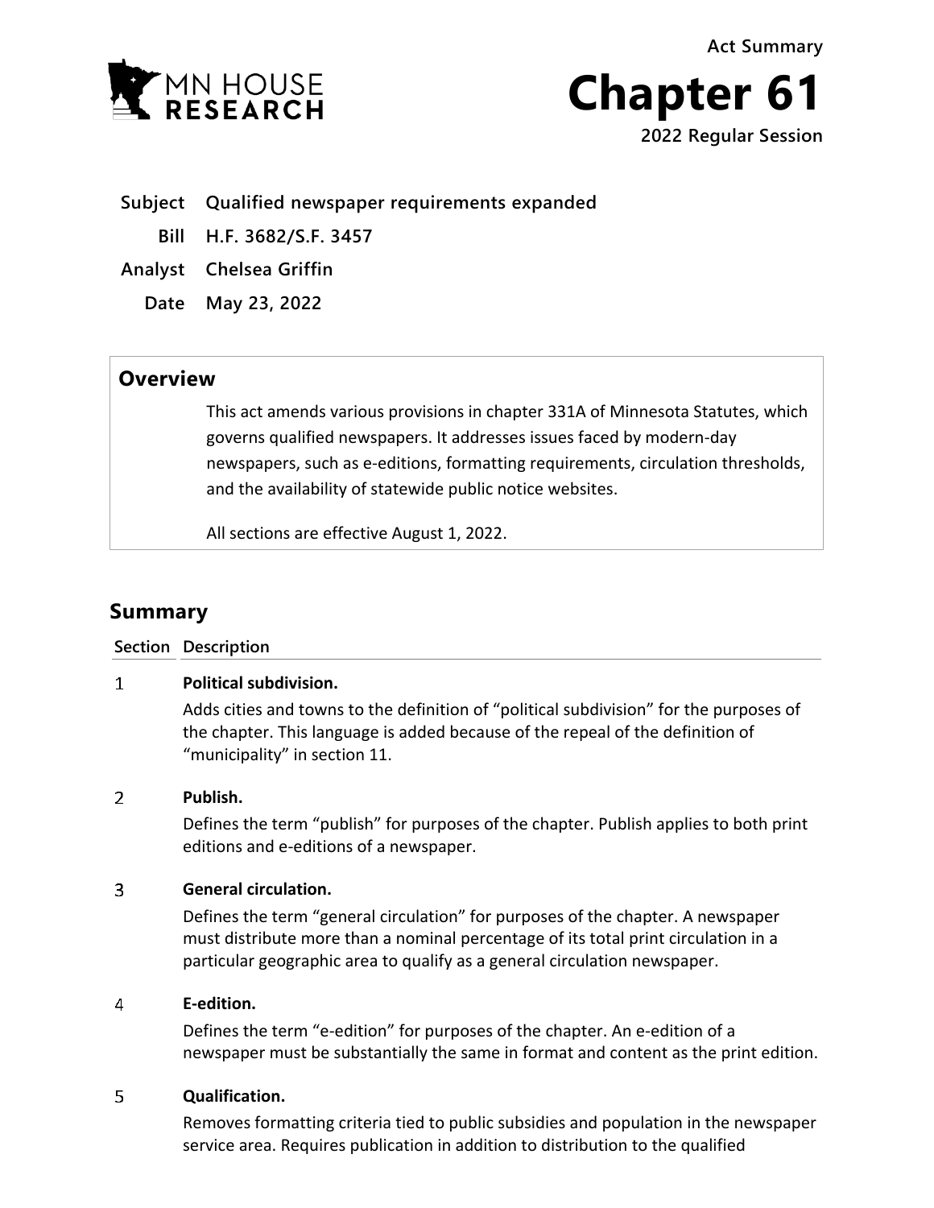Act Summary

# Chapter 61

2022 Regular Session

**Subject** Qualified newspaper requirements expanded

**Bill** H.F. 3682/S.F. 3457

**Analyst** Chelsea Griffin

**Date** May 23, 2022

## Overview

This act amends various provisions in chapter 331A of Minnesota Statutes, which governs qualified newspapers. It addresses issues faced by modern-day newspapers, such as e-editions, formatting requirements, circulation thresholds, and the availability of statewide public notice websites.

All sections are effective August 1, 2022.

## Summary

| Section | Description |
|---|---|
| 1 | **Political subdivision.** Adds cities and towns to the definition of "political subdivision" for the purposes of the chapter. This language is added because of the repeal of the definition of "municipality" in section 11. |
| 2 | **Publish.** Defines the term "publish" for purposes of the chapter. Publish applies to both print editions and e-editions of a newspaper. |
| 3 | **General circulation.** Defines the term "general circulation" for purposes of the chapter. A newspaper must distribute more than a nominal percentage of its total print circulation in a particular geographic area to qualify as a general circulation newspaper. |
| 4 | **E-edition.** Defines the term "e-edition" for purposes of the chapter. An e-edition of a newspaper must be substantially the same in format and content as the print edition. |
| 5 | **Qualification.** Removes formatting criteria tied to public subsidies and population in the newspaper service area. Requires publication in addition to distribution to the qualified |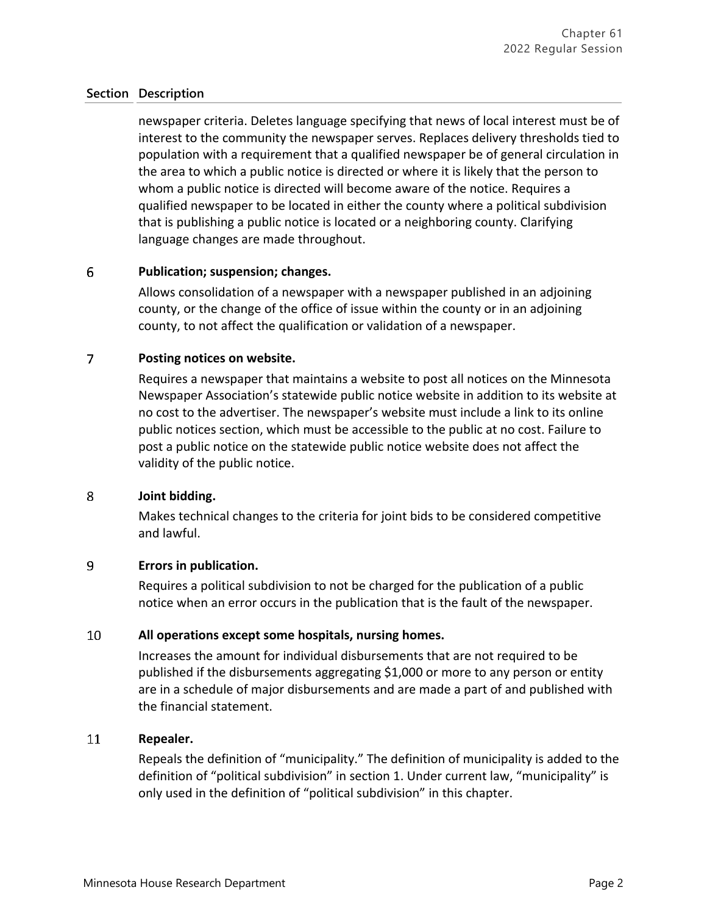| Section | Description |
|---|---|
| | newspaper criteria. Deletes language specifying that news of local interest must be of interest to the community the newspaper serves. Replaces delivery thresholds tied to population with a requirement that a qualified newspaper be of general circulation in the area to which a public notice is directed or where it is likely that the person to whom a public notice is directed will become aware of the notice. Requires a qualified newspaper to be located in either the county where a political subdivision that is publishing a public notice is located or a neighboring county. Clarifying language changes are made throughout. |
| 6 | **Publication; suspension; changes.** Allows consolidation of a newspaper with a newspaper published in an adjoining county, or the change of the office of issue within the county or in an adjoining county, to not affect the qualification or validation of a newspaper. |
| 7 | **Posting notices on website.** Requires a newspaper that maintains a website to post all notices on the Minnesota Newspaper Association's statewide public notice website in addition to its website at no cost to the advertiser. The newspaper's website must include a link to its online public notices section, which must be accessible to the public at no cost. Failure to post a public notice on the statewide public notice website does not affect the validity of the public notice. |
| 8 | **Joint bidding.** Makes technical changes to the criteria for joint bids to be considered competitive and lawful. |
| 9 | **Errors in publication.** Requires a political subdivision to not be charged for the publication of a public notice when an error occurs in the publication that is the fault of the newspaper. |
| 10 | **All operations except some hospitals, nursing homes.** Increases the amount for individual disbursements that are not required to be published if the disbursements aggregating $1,000 or more to any person or entity are in a schedule of major disbursements and are made a part of and published with the financial statement. |
| 11 | **Repealer.** Repeals the definition of "municipality." The definition of municipality is added to the definition of "political subdivision" in section 1. Under current law, "municipality" is only used in the definition of "political subdivision" in this chapter. |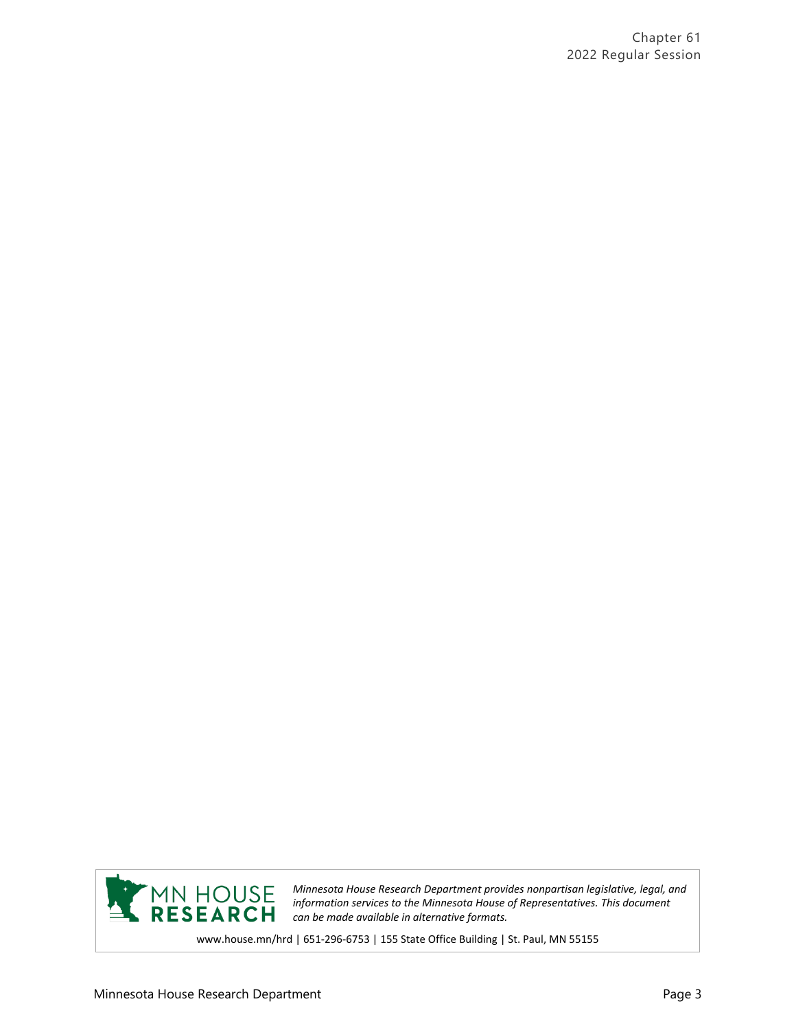MN HOUSE RESEARCH

*Minnesota House Research Department provides nonpartisan legislative, legal, and information services to the Minnesota House of Representatives. This document can be made available in alternative formats.*

www.house.mn/hrd | 651-296-6753 | 155 State Office Building | St. Paul, MN 55155